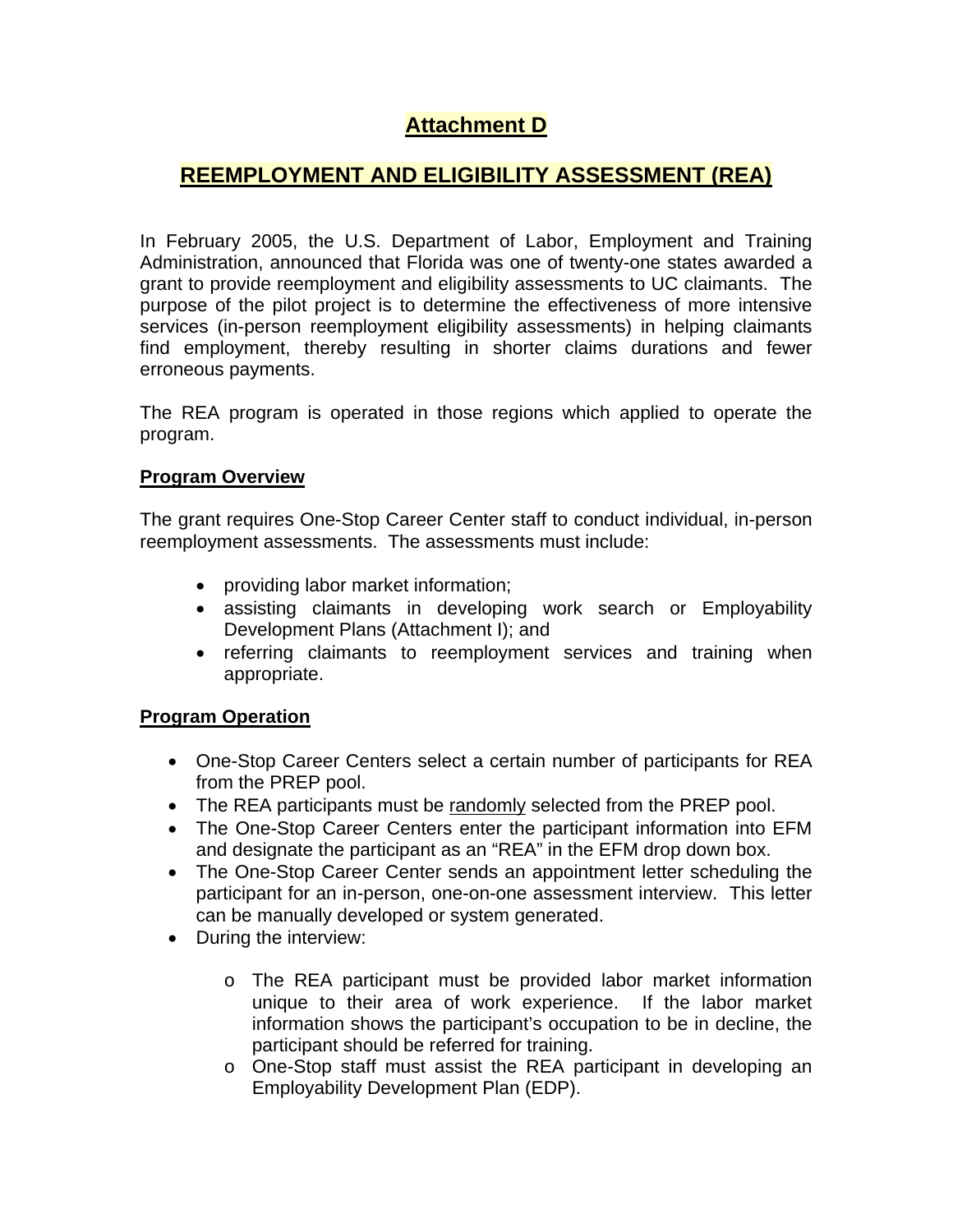# Attachment D

# REEMPLOYMENT AND ELIGIBILITY ASSESSMENT (REA)

In February 2005, the U.S. Department of Labor, Employment and Training Administration, announced that Florida was one of twenty-one states awarded a grant to provide reemployment and eligibility assessments to UC claimants. The purpose of the pilot project is to determine the effectiveness of more intensive services (in-person reemployment eligibility assessments) in helping claimants find employment, thereby resulting in shorter claims durations and fewer erroneous payments.

The REA program is operated in those regions which applied to operate the program.

## Program Overview

The grant requires One-Stop Career Center staff to conduct individual, in-person reemployment assessments. The assessments must include:

- providing labor market information;
- assisting claimants in developing work search or Employability Development Plans (Attachment I); and
- referring claimants to reemployment services and training when appropriate.

## Program Operation

- One-Stop Career Centers select a certain number of participants for REA from the PREP pool.
- The REA participants must be randomly selected from the PREP pool.
- The One-Stop Career Centers enter the participant information into EFM and designate the participant as an "REA" in the EFM drop down box.
- The One-Stop Career Center sends an appointment letter scheduling the participant for an in-person, one-on-one assessment interview. This letter can be manually developed or system generated.
- During the interview:
  - The REA participant must be provided labor market information unique to their area of work experience. If the labor market information shows the participant's occupation to be in decline, the participant should be referred for training.
  - One-Stop staff must assist the REA participant in developing an Employability Development Plan (EDP).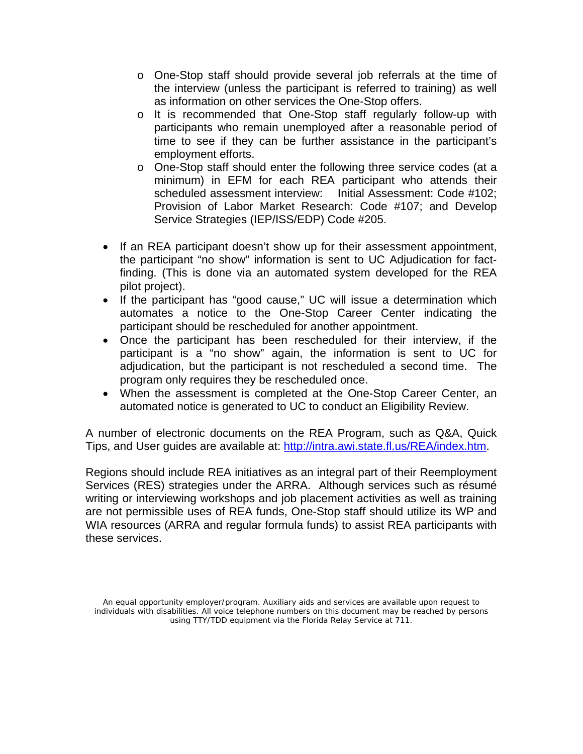- One-Stop staff should provide several job referrals at the time of the interview (unless the participant is referred to training) as well as information on other services the One-Stop offers.
  - It is recommended that One-Stop staff regularly follow-up with participants who remain unemployed after a reasonable period of time to see if they can be further assistance in the participant's employment efforts.
  - One-Stop staff should enter the following three service codes (at a minimum) in EFM for each REA participant who attends their scheduled assessment interview: Initial Assessment: Code #102; Provision of Labor Market Research: Code #107; and Develop Service Strategies (IEP/ISS/EDP) Code #205.

- If an REA participant doesn't show up for their assessment appointment, the participant "no show" information is sent to UC Adjudication for fact-finding. (This is done via an automated system developed for the REA pilot project).
- If the participant has "good cause," UC will issue a determination which automates a notice to the One-Stop Career Center indicating the participant should be rescheduled for another appointment.
- Once the participant has been rescheduled for their interview, if the participant is a "no show" again, the information is sent to UC for adjudication, but the participant is not rescheduled a second time. The program only requires they be rescheduled once.
- When the assessment is completed at the One-Stop Career Center, an automated notice is generated to UC to conduct an Eligibility Review.

A number of electronic documents on the REA Program, such as Q&A, Quick Tips, and User guides are available at: http://intra.awi.state.fl.us/REA/index.htm.

Regions should include REA initiatives as an integral part of their Reemployment Services (RES) strategies under the ARRA. Although services such as résumé writing or interviewing workshops and job placement activities as well as training are not permissible uses of REA funds, One-Stop staff should utilize its WP and WIA resources (ARRA and regular formula funds) to assist REA participants with these services.

An equal opportunity employer/program. Auxiliary aids and services are available upon request to individuals with disabilities. All voice telephone numbers on this document may be reached by persons using TTY/TDD equipment via the Florida Relay Service at 711.